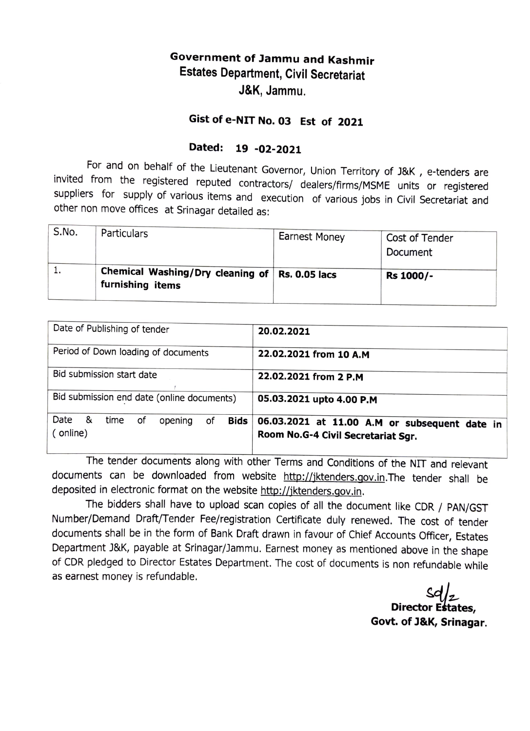**Government of Jammu and Kashmir**
**Estates Department, Civil Secretariat**
**J&K, Jammu.**

**Gist of e-NIT No. 03 Est of 2021**

**Dated: 19 -02-2021**

For and on behalf of the Lieutenant Governor, Union Territory of J&K , e-tenders are invited from the registered reputed contractors/ dealers/firms/MSME units or registered suppliers for supply of various items and execution of various jobs in Civil Secretariat and other non move offices at Srinagar detailed as:

| S.No. | Particulars | Earnest Money | Cost of Tender Document |
|---|---|---|---|
| 1. | **Chemical Washing/Dry cleaning of furnishing items** | **Rs. 0.05 lacs** | **Rs 1000/-** |

| | |
|---|---|
| Date of Publishing of tender | **20.02.2021** |
| Period of Down loading of documents | **22.02.2021 from 10 A.M** |
| Bid submission start date | **22.02.2021 from 2 P.M** |
| Bid submission end date (online documents) | **05.03.2021 upto 4.00 P.M** |
| Date & time of opening of **Bids** ( online) | **06.03.2021 at 11.00 A.M or subsequent date in Room No.G-4 Civil Secretariat Sgr.** |

The tender documents along with other Terms and Conditions of the NIT and relevant documents can be downloaded from website http://jktenders.gov.in.The tender shall be deposited in electronic format on the website http://jktenders.gov.in.

The bidders shall have to upload scan copies of all the document like CDR / PAN/GST Number/Demand Draft/Tender Fee/registration Certificate duly renewed. The cost of tender documents shall be in the form of Bank Draft drawn in favour of Chief Accounts Officer, Estates Department J&K, payable at Srinagar/Jammu. Earnest money as mentioned above in the shape of CDR pledged to Director Estates Department. The cost of documents is non refundable while as earnest money is refundable.

Sd/z
**Director Estates,**
**Govt. of J&K, Srinagar.**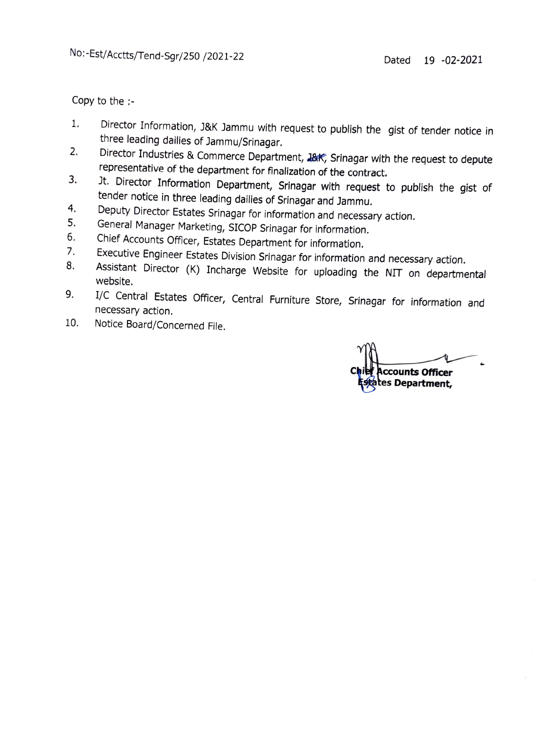No:-Est/Acctts/Tend-Sgr/250 /2021-22 Dated 19 -02-2021

Copy to the :-

1. Director Information, J&K Jammu with request to publish the gist of tender notice in three leading dailies of Jammu/Srinagar.
2. Director Industries & Commerce Department, J&K, Srinagar with the request to depute representative of the department for finalization of the contract.
3. Jt. Director Information Department, Srinagar with request to publish the gist of tender notice in three leading dailies of Srinagar and Jammu.
4. Deputy Director Estates Srinagar for information and necessary action.
5. General Manager Marketing, SICOP Srinagar for information.
6. Chief Accounts Officer, Estates Department for information.
7. Executive Engineer Estates Division Srinagar for information and necessary action.
8. Assistant Director (K) Incharge Website for uploading the NIT on departmental website.
9. I/C Central Estates Officer, Central Furniture Store, Srinagar for information and necessary action.
10. Notice Board/Concerned File.

**Chief Accounts Officer**
**Estates Department,**